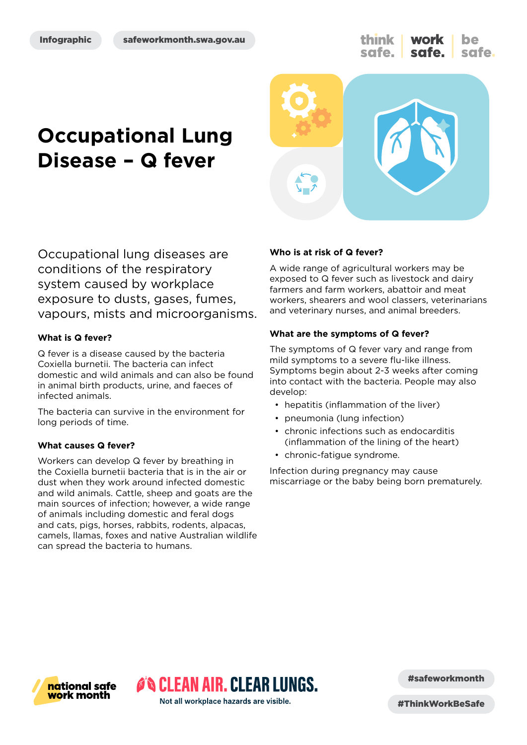Infographic

safeworkmonth.swa.gov.au

think safe. work safe. be safe.

# Occupational Lung Disease – Q fever

Occupational lung diseases are conditions of the respiratory system caused by workplace exposure to dusts, gases, fumes, vapours, mists and microorganisms.

### What is Q fever?

Q fever is a disease caused by the bacteria Coxiella burnetii. The bacteria can infect domestic and wild animals and can also be found in animal birth products, urine, and faeces of infected animals.

The bacteria can survive in the environment for long periods of time.

### What causes Q fever?

Workers can develop Q fever by breathing in the Coxiella burnetii bacteria that is in the air or dust when they work around infected domestic and wild animals. Cattle, sheep and goats are the main sources of infection; however, a wide range of animals including domestic and feral dogs and cats, pigs, horses, rabbits, rodents, alpacas, camels, llamas, foxes and native Australian wildlife can spread the bacteria to humans.

### Who is at risk of Q fever?

A wide range of agricultural workers may be exposed to Q fever such as livestock and dairy farmers and farm workers, abattoir and meat workers, shearers and wool classers, veterinarians and veterinary nurses, and animal breeders.

### What are the symptoms of Q fever?

The symptoms of Q fever vary and range from mild symptoms to a severe flu-like illness. Symptoms begin about 2-3 weeks after coming into contact with the bacteria. People may also develop:

- hepatitis (inflammation of the liver)
- pneumonia (lung infection)
- chronic infections such as endocarditis (inflammation of the lining of the heart)
- chronic-fatigue syndrome.

Infection during pregnancy may cause miscarriage or the baby being born prematurely.

national safe work month

CLEAN AIR. CLEAR LUNGS.
Not all workplace hazards are visible.

#safeworkmonth

#ThinkWorkBeSafe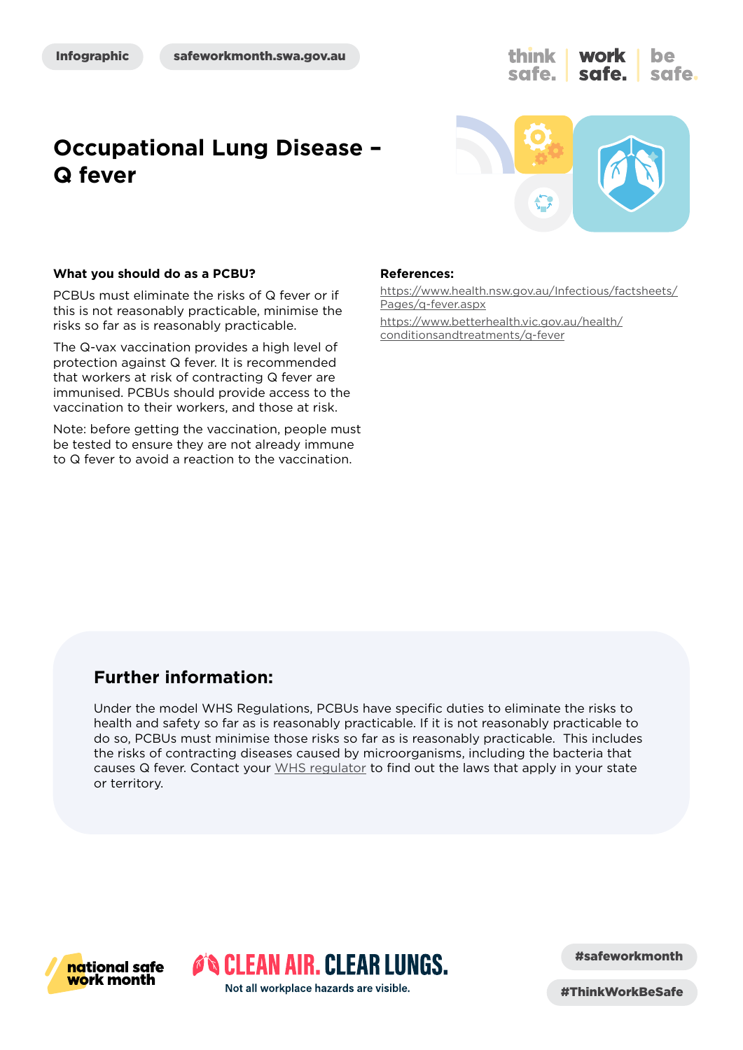Infographic

safeworkmonth.swa.gov.au

# Occupational Lung Disease – Q fever

**What you should do as a PCBU?**

PCBUs must eliminate the risks of Q fever or if this is not reasonably practicable, minimise the risks so far as is reasonably practicable.

The Q-vax vaccination provides a high level of protection against Q fever. It is recommended that workers at risk of contracting Q fever are immunised. PCBUs should provide access to the vaccination to their workers, and those at risk.

Note: before getting the vaccination, people must be tested to ensure they are not already immune to Q fever to avoid a reaction to the vaccination.

**References:**

https://www.health.nsw.gov.au/Infectious/factsheets/Pages/q-fever.aspx

https://www.betterhealth.vic.gov.au/health/conditionsandtreatments/q-fever

## Further information:

Under the model WHS Regulations, PCBUs have specific duties to eliminate the risks to health and safety so far as is reasonably practicable. If it is not reasonably practicable to do so, PCBUs must minimise those risks so far as is reasonably practicable. This includes the risks of contracting diseases caused by microorganisms, including the bacteria that causes Q fever. Contact your WHS regulator to find out the laws that apply in your state or territory.

national safe work month

CLEAN AIR. CLEAR LUNGS.
Not all workplace hazards are visible.

#safeworkmonth

#ThinkWorkBeSafe